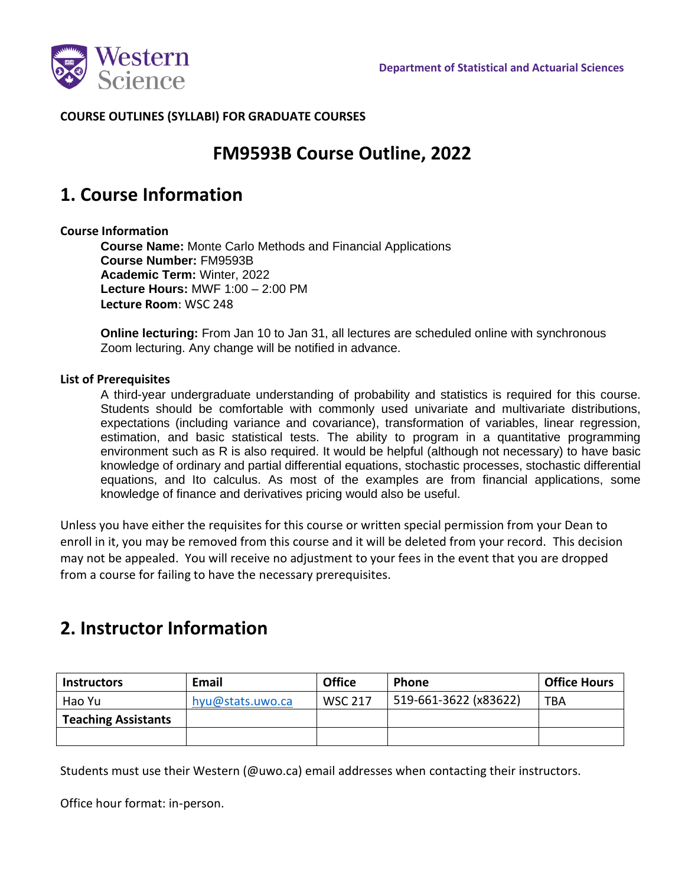Department of Statistical and Actuarial Sciences

**COURSE OUTLINES (SYLLABI) FOR GRADUATE COURSES**

# FM9593B Course Outline, 2022

## 1. Course Information

### Course Information

**Course Name:** Monte Carlo Methods and Financial Applications
**Course Number:** FM9593B
**Academic Term:** Winter, 2022
**Lecture Hours:** MWF 1:00 – 2:00 PM
**Lecture Room**: WSC 248

**Online lecturing:** From Jan 10 to Jan 31, all lectures are scheduled online with synchronous Zoom lecturing. Any change will be notified in advance.

### List of Prerequisites

A third-year undergraduate understanding of probability and statistics is required for this course. Students should be comfortable with commonly used univariate and multivariate distributions, expectations (including variance and covariance), transformation of variables, linear regression, estimation, and basic statistical tests. The ability to program in a quantitative programming environment such as R is also required. It would be helpful (although not necessary) to have basic knowledge of ordinary and partial differential equations, stochastic processes, stochastic differential equations, and Ito calculus. As most of the examples are from financial applications, some knowledge of finance and derivatives pricing would also be useful.

Unless you have either the requisites for this course or written special permission from your Dean to enroll in it, you may be removed from this course and it will be deleted from your record. This decision may not be appealed. You will receive no adjustment to your fees in the event that you are dropped from a course for failing to have the necessary prerequisites.

## 2. Instructor Information

| Instructors | Email | Office | Phone | Office Hours |
|---|---|---|---|---|
| Hao Yu | hyu@stats.uwo.ca | WSC 217 | 519-661-3622 (x83622) | TBA |
| **Teaching Assistants** | | | | |
| | | | | |

Students must use their Western (@uwo.ca) email addresses when contacting their instructors.

Office hour format: in-person.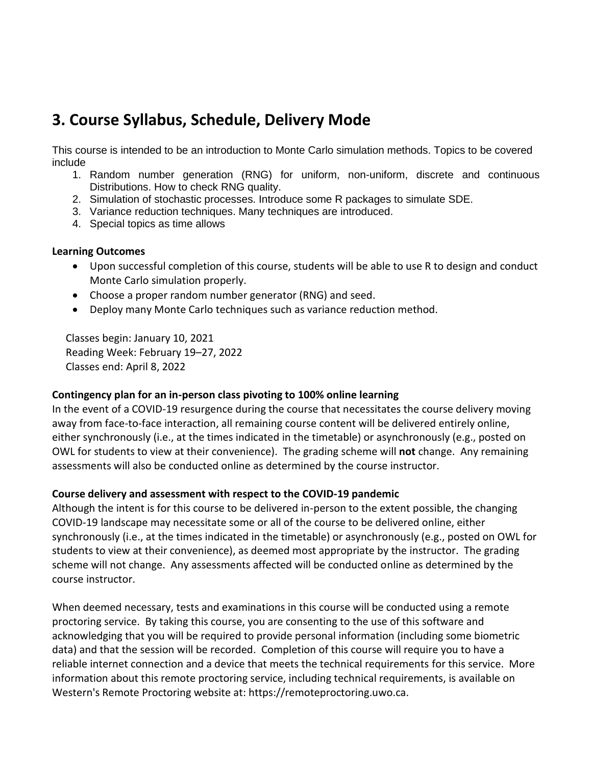## 3. Course Syllabus, Schedule, Delivery Mode

This course is intended to be an introduction to Monte Carlo simulation methods. Topics to be covered include

1. Random number generation (RNG) for uniform, non-uniform, discrete and continuous Distributions. How to check RNG quality.
2. Simulation of stochastic processes. Introduce some R packages to simulate SDE.
3. Variance reduction techniques. Many techniques are introduced.
4. Special topics as time allows

**Learning Outcomes**

- Upon successful completion of this course, students will be able to use R to design and conduct Monte Carlo simulation properly.
- Choose a proper random number generator (RNG) and seed.
- Deploy many Monte Carlo techniques such as variance reduction method.

Classes begin: January 10, 2021
Reading Week: February 19–27, 2022
Classes end: April 8, 2022

**Contingency plan for an in-person class pivoting to 100% online learning**

In the event of a COVID-19 resurgence during the course that necessitates the course delivery moving away from face-to-face interaction, all remaining course content will be delivered entirely online, either synchronously (i.e., at the times indicated in the timetable) or asynchronously (e.g., posted on OWL for students to view at their convenience). The grading scheme will **not** change. Any remaining assessments will also be conducted online as determined by the course instructor.

**Course delivery and assessment with respect to the COVID-19 pandemic**

Although the intent is for this course to be delivered in-person to the extent possible, the changing COVID-19 landscape may necessitate some or all of the course to be delivered online, either synchronously (i.e., at the times indicated in the timetable) or asynchronously (e.g., posted on OWL for students to view at their convenience), as deemed most appropriate by the instructor. The grading scheme will not change. Any assessments affected will be conducted online as determined by the course instructor.

When deemed necessary, tests and examinations in this course will be conducted using a remote proctoring service. By taking this course, you are consenting to the use of this software and acknowledging that you will be required to provide personal information (including some biometric data) and that the session will be recorded. Completion of this course will require you to have a reliable internet connection and a device that meets the technical requirements for this service. More information about this remote proctoring service, including technical requirements, is available on Western's Remote Proctoring website at: https://remoteproctoring.uwo.ca.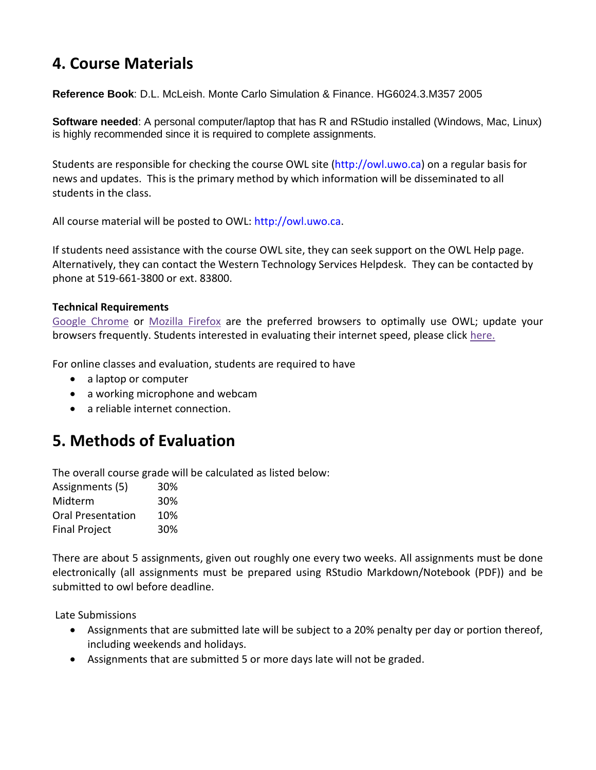## 4. Course Materials

**Reference Book**: D.L. McLeish. Monte Carlo Simulation & Finance. HG6024.3.M357 2005

**Software needed**: A personal computer/laptop that has R and RStudio installed (Windows, Mac, Linux) is highly recommended since it is required to complete assignments.

Students are responsible for checking the course OWL site (http://owl.uwo.ca) on a regular basis for news and updates. This is the primary method by which information will be disseminated to all students in the class.

All course material will be posted to OWL: http://owl.uwo.ca.

If students need assistance with the course OWL site, they can seek support on the OWL Help page. Alternatively, they can contact the Western Technology Services Helpdesk. They can be contacted by phone at 519-661-3800 or ext. 83800.

**Technical Requirements**

Google Chrome or Mozilla Firefox are the preferred browsers to optimally use OWL; update your browsers frequently. Students interested in evaluating their internet speed, please click here.

For online classes and evaluation, students are required to have

- a laptop or computer
- a working microphone and webcam
- a reliable internet connection.

## 5. Methods of Evaluation

The overall course grade will be calculated as listed below:

| | |
|---|---|
| Assignments (5) | 30% |
| Midterm | 30% |
| Oral Presentation | 10% |
| Final Project | 30% |

There are about 5 assignments, given out roughly one every two weeks. All assignments must be done electronically (all assignments must be prepared using RStudio Markdown/Notebook (PDF)) and be submitted to owl before deadline.

Late Submissions

- Assignments that are submitted late will be subject to a 20% penalty per day or portion thereof, including weekends and holidays.
- Assignments that are submitted 5 or more days late will not be graded.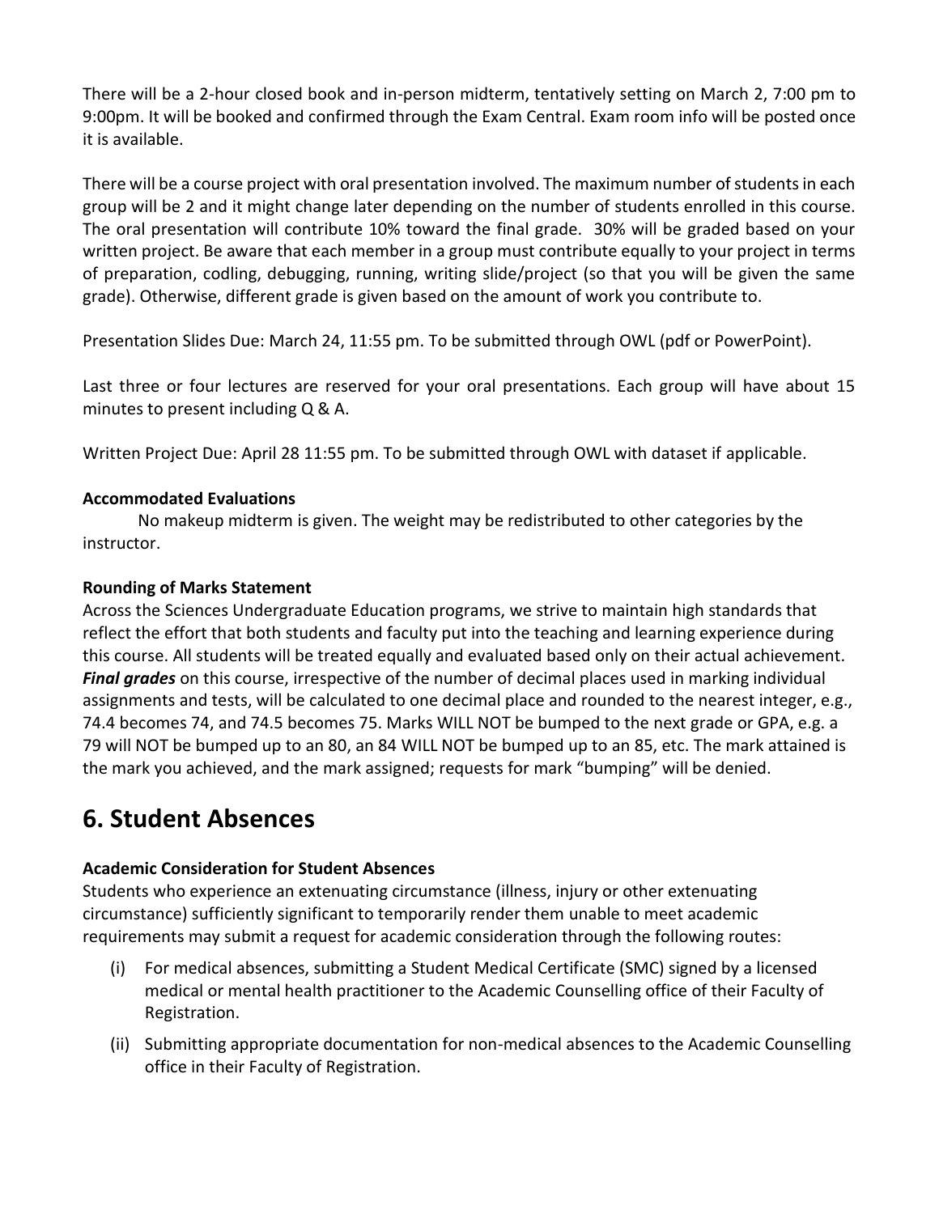There will be a 2-hour closed book and in-person midterm, tentatively setting on March 2, 7:00 pm to 9:00pm. It will be booked and confirmed through the Exam Central. Exam room info will be posted once it is available.

There will be a course project with oral presentation involved. The maximum number of students in each group will be 2 and it might change later depending on the number of students enrolled in this course. The oral presentation will contribute 10% toward the final grade. 30% will be graded based on your written project. Be aware that each member in a group must contribute equally to your project in terms of preparation, codling, debugging, running, writing slide/project (so that you will be given the same grade). Otherwise, different grade is given based on the amount of work you contribute to.

Presentation Slides Due: March 24, 11:55 pm. To be submitted through OWL (pdf or PowerPoint).

Last three or four lectures are reserved for your oral presentations. Each group will have about 15 minutes to present including Q & A.

Written Project Due: April 28 11:55 pm. To be submitted through OWL with dataset if applicable.

**Accommodated Evaluations**

No makeup midterm is given. The weight may be redistributed to other categories by the instructor.

**Rounding of Marks Statement**

Across the Sciences Undergraduate Education programs, we strive to maintain high standards that reflect the effort that both students and faculty put into the teaching and learning experience during this course. All students will be treated equally and evaluated based only on their actual achievement. ***Final grades*** on this course, irrespective of the number of decimal places used in marking individual assignments and tests, will be calculated to one decimal place and rounded to the nearest integer, e.g., 74.4 becomes 74, and 74.5 becomes 75. Marks WILL NOT be bumped to the next grade or GPA, e.g. a 79 will NOT be bumped up to an 80, an 84 WILL NOT be bumped up to an 85, etc. The mark attained is the mark you achieved, and the mark assigned; requests for mark "bumping" will be denied.

# 6. Student Absences

**Academic Consideration for Student Absences**

Students who experience an extenuating circumstance (illness, injury or other extenuating circumstance) sufficiently significant to temporarily render them unable to meet academic requirements may submit a request for academic consideration through the following routes:

(i) For medical absences, submitting a Student Medical Certificate (SMC) signed by a licensed medical or mental health practitioner to the Academic Counselling office of their Faculty of Registration.

(ii) Submitting appropriate documentation for non-medical absences to the Academic Counselling office in their Faculty of Registration.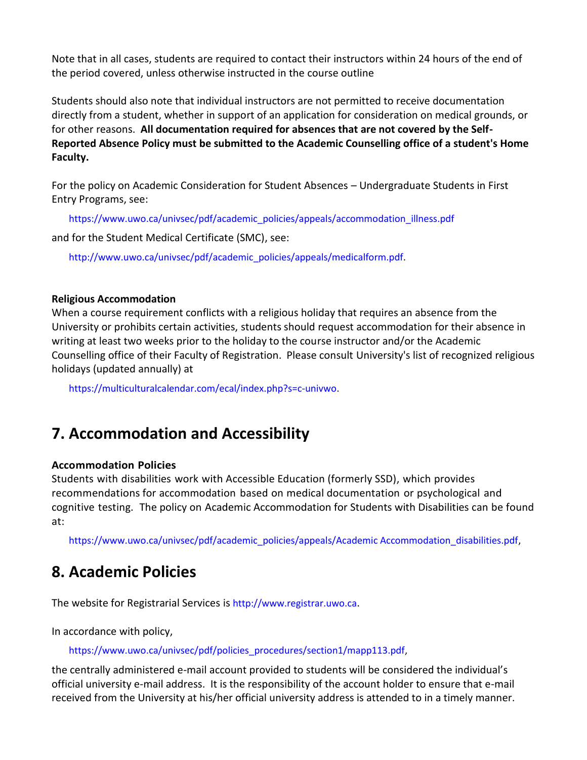Note that in all cases, students are required to contact their instructors within 24 hours of the end of the period covered, unless otherwise instructed in the course outline

Students should also note that individual instructors are not permitted to receive documentation directly from a student, whether in support of an application for consideration on medical grounds, or for other reasons. **All documentation required for absences that are not covered by the Self-Reported Absence Policy must be submitted to the Academic Counselling office of a student's Home Faculty.**

For the policy on Academic Consideration for Student Absences – Undergraduate Students in First Entry Programs, see:

https://www.uwo.ca/univsec/pdf/academic_policies/appeals/accommodation_illness.pdf

and for the Student Medical Certificate (SMC), see:

http://www.uwo.ca/univsec/pdf/academic_policies/appeals/medicalform.pdf.

**Religious Accommodation**

When a course requirement conflicts with a religious holiday that requires an absence from the University or prohibits certain activities, students should request accommodation for their absence in writing at least two weeks prior to the holiday to the course instructor and/or the Academic Counselling office of their Faculty of Registration. Please consult University's list of recognized religious holidays (updated annually) at

https://multiculturalcalendar.com/ecal/index.php?s=c-univwo.

## 7. Accommodation and Accessibility

**Accommodation Policies**

Students with disabilities work with Accessible Education (formerly SSD), which provides recommendations for accommodation based on medical documentation or psychological and cognitive testing. The policy on Academic Accommodation for Students with Disabilities can be found at:

https://www.uwo.ca/univsec/pdf/academic_policies/appeals/Academic Accommodation_disabilities.pdf,

## 8. Academic Policies

The website for Registrarial Services is http://www.registrar.uwo.ca.

In accordance with policy,

https://www.uwo.ca/univsec/pdf/policies_procedures/section1/mapp113.pdf,

the centrally administered e-mail account provided to students will be considered the individual's official university e-mail address. It is the responsibility of the account holder to ensure that e-mail received from the University at his/her official university address is attended to in a timely manner.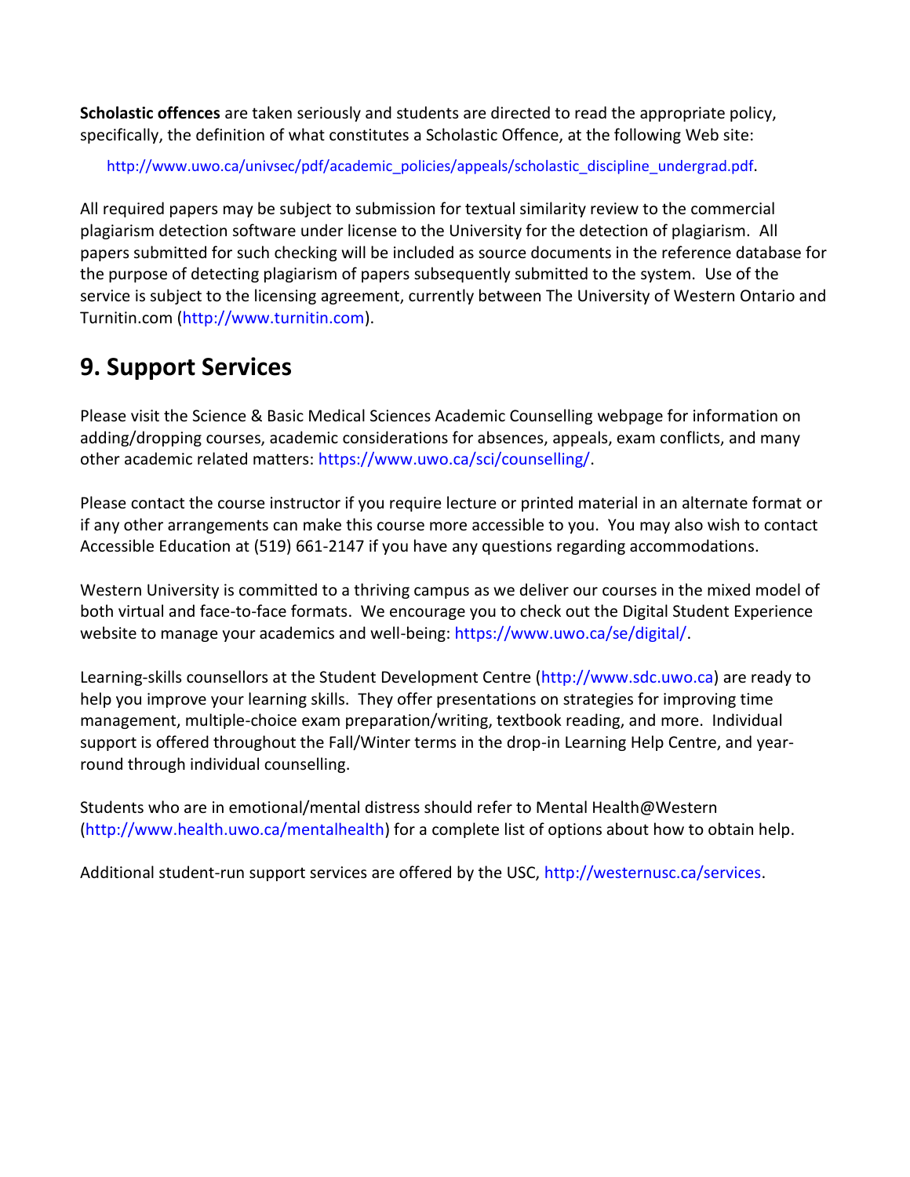**Scholastic offences** are taken seriously and students are directed to read the appropriate policy, specifically, the definition of what constitutes a Scholastic Offence, at the following Web site:

http://www.uwo.ca/univsec/pdf/academic_policies/appeals/scholastic_discipline_undergrad.pdf.

All required papers may be subject to submission for textual similarity review to the commercial plagiarism detection software under license to the University for the detection of plagiarism. All papers submitted for such checking will be included as source documents in the reference database for the purpose of detecting plagiarism of papers subsequently submitted to the system. Use of the service is subject to the licensing agreement, currently between The University of Western Ontario and Turnitin.com (http://www.turnitin.com).

## 9. Support Services

Please visit the Science & Basic Medical Sciences Academic Counselling webpage for information on adding/dropping courses, academic considerations for absences, appeals, exam conflicts, and many other academic related matters: https://www.uwo.ca/sci/counselling/.

Please contact the course instructor if you require lecture or printed material in an alternate format or if any other arrangements can make this course more accessible to you. You may also wish to contact Accessible Education at (519) 661-2147 if you have any questions regarding accommodations.

Western University is committed to a thriving campus as we deliver our courses in the mixed model of both virtual and face-to-face formats. We encourage you to check out the Digital Student Experience website to manage your academics and well-being: https://www.uwo.ca/se/digital/.

Learning-skills counsellors at the Student Development Centre (http://www.sdc.uwo.ca) are ready to help you improve your learning skills. They offer presentations on strategies for improving time management, multiple-choice exam preparation/writing, textbook reading, and more. Individual support is offered throughout the Fall/Winter terms in the drop-in Learning Help Centre, and year-round through individual counselling.

Students who are in emotional/mental distress should refer to Mental Health@Western (http://www.health.uwo.ca/mentalhealth) for a complete list of options about how to obtain help.

Additional student-run support services are offered by the USC, http://westernusc.ca/services.